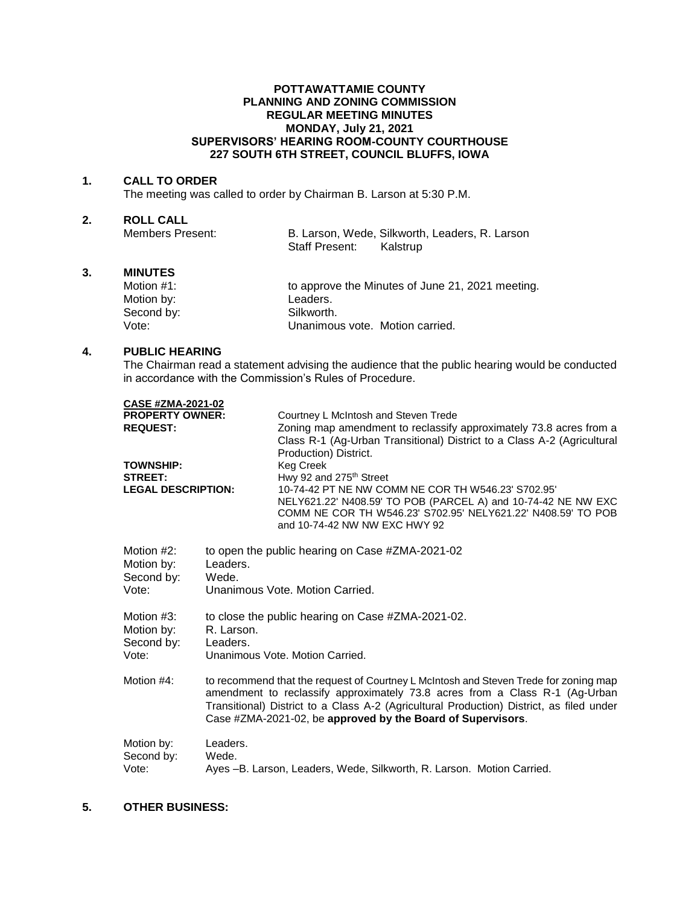# POTTAWATTAMIE COUNTY
# PLANNING AND ZONING COMMISSION
## REGULAR MEETING MINUTES
## MONDAY, July 21, 2021
## SUPERVISORS' HEARING ROOM-COUNTY COURTHOUSE
## 227 SOUTH 6TH STREET, COUNCIL BLUFFS, IOWA

**1. CALL TO ORDER**

The meeting was called to order by Chairman B. Larson at 5:30 P.M.

**2. ROLL CALL**

Members Present: B. Larson, Wede, Silkworth, Leaders, R. Larson
Staff Present: Kalstrup

**3. MINUTES**

Motion #1: to approve the Minutes of June 21, 2021 meeting.
Motion by: Leaders.
Second by: Silkworth.
Vote: Unanimous vote. Motion carried.

**4. PUBLIC HEARING**

The Chairman read a statement advising the audience that the public hearing would be conducted in accordance with the Commission's Rules of Procedure.

**CASE #ZMA-2021-02**
**PROPERTY OWNER:** Courtney L McIntosh and Steven Trede
**REQUEST:** Zoning map amendment to reclassify approximately 73.8 acres from a Class R-1 (Ag-Urban Transitional) District to a Class A-2 (Agricultural Production) District.
**TOWNSHIP:** Keg Creek
**STREET:** Hwy 92 and 275th Street
**LEGAL DESCRIPTION:** 10-74-42 PT NE NW COMM NE COR TH W546.23' S702.95' NELY621.22' N408.59' TO POB (PARCEL A) and 10-74-42 NE NW EXC COMM NE COR TH W546.23' S702.95' NELY621.22' N408.59' TO POB and 10-74-42 NW NW EXC HWY 92

Motion #2: to open the public hearing on Case #ZMA-2021-02
Motion by: Leaders.
Second by: Wede.
Vote: Unanimous Vote. Motion Carried.

Motion #3: to close the public hearing on Case #ZMA-2021-02.
Motion by: R. Larson.
Second by: Leaders.
Vote: Unanimous Vote. Motion Carried.

Motion #4: to recommend that the request of Courtney L McIntosh and Steven Trede for zoning map amendment to reclassify approximately 73.8 acres from a Class R-1 (Ag-Urban Transitional) District to a Class A-2 (Agricultural Production) District, as filed under Case #ZMA-2021-02, be **approved by the Board of Supervisors**.

Motion by: Leaders.
Second by: Wede.
Vote: Ayes –B. Larson, Leaders, Wede, Silkworth, R. Larson. Motion Carried.

**5. OTHER BUSINESS:**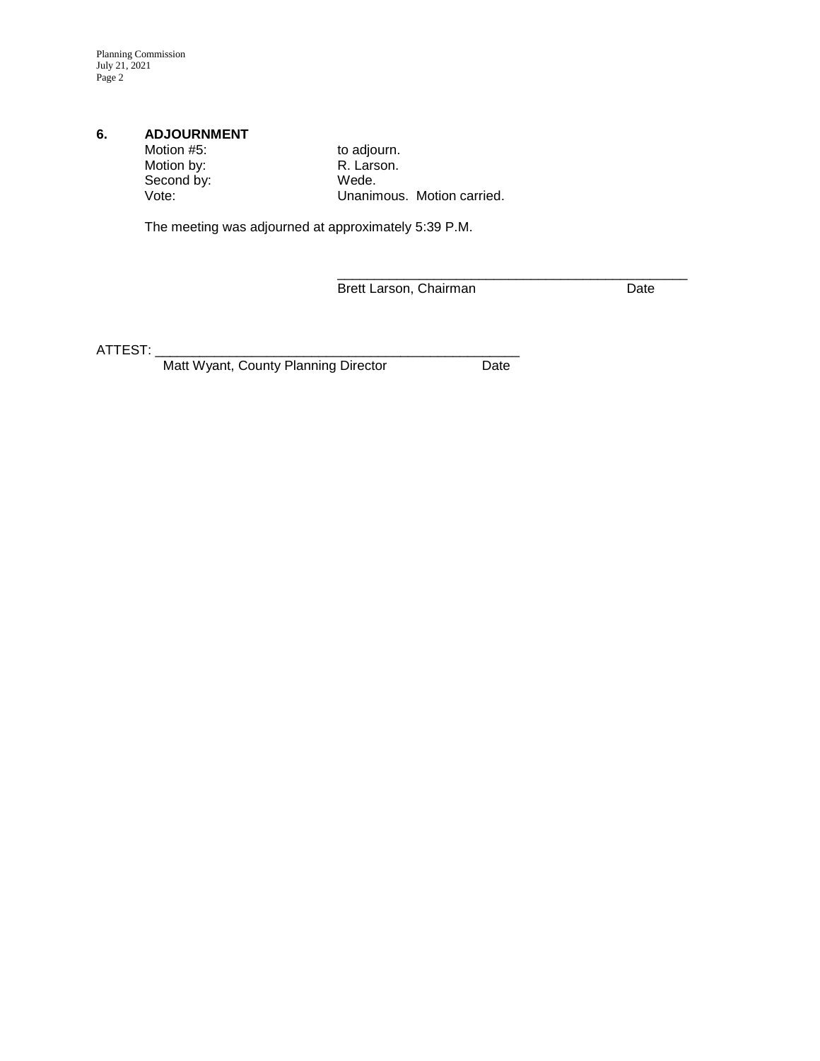## 6. ADJOURNMENT

| | |
|---|---|
| Motion #5: | to adjourn. |
| Motion by: | R. Larson. |
| Second by: | Wede. |
| Vote: | Unanimous. Motion carried. |

The meeting was adjourned at approximately 5:39 P.M.

\_\_\_\_\_\_\_\_\_\_\_\_\_\_\_\_\_\_\_\_\_\_\_\_\_\_\_\_\_\_\_\_\_\_\_\_\_\_\_\_\_\_\_\_\_\_\_\_
Brett Larson, Chairman Date

ATTEST: \_\_\_\_\_\_\_\_\_\_\_\_\_\_\_\_\_\_\_\_\_\_\_\_\_\_\_\_\_\_\_\_\_\_\_\_\_\_\_\_\_\_\_\_\_\_\_\_
Matt Wyant, County Planning Director Date